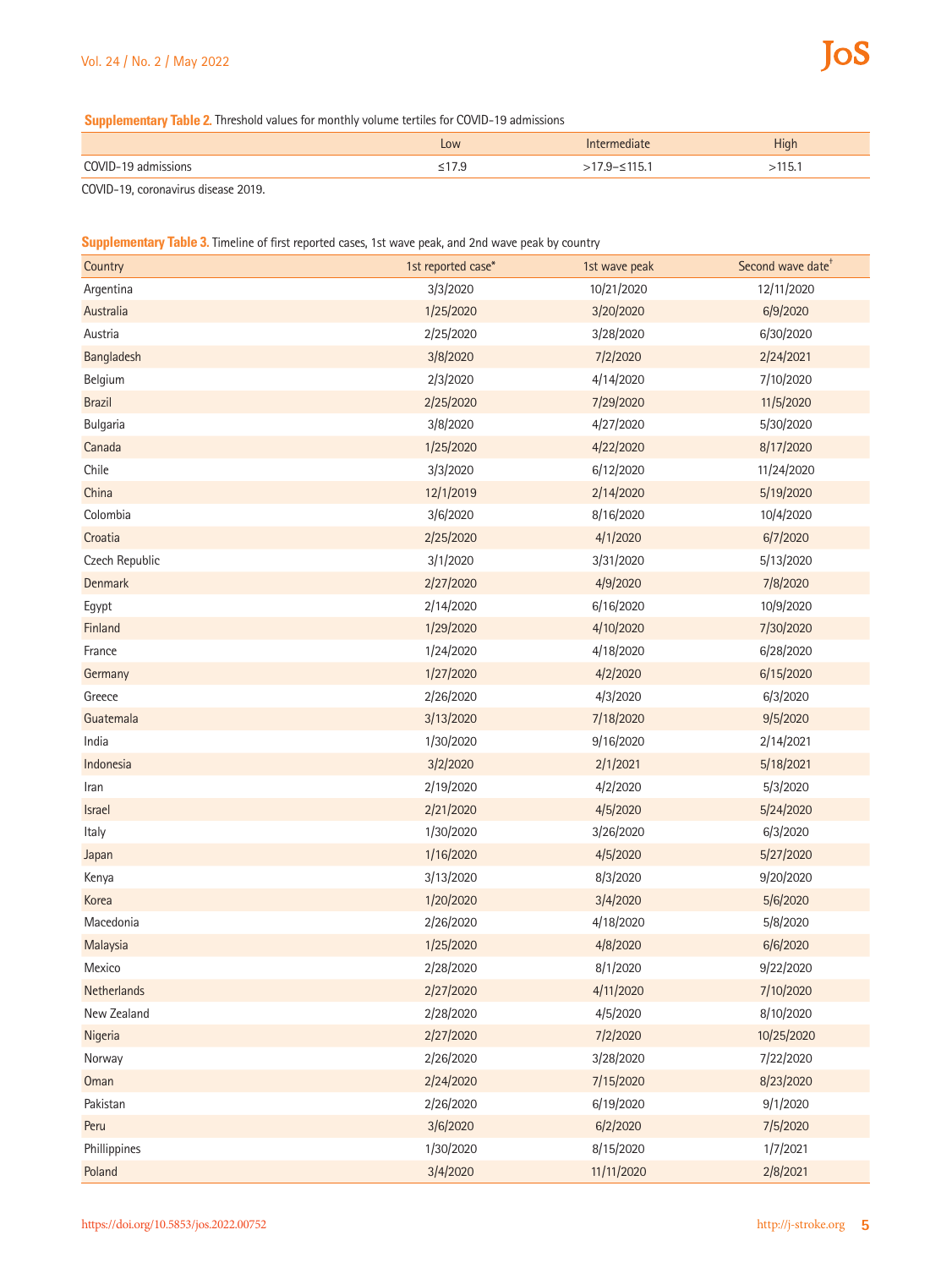**Supplementary Table 2.** Threshold values for monthly volume tertiles for COVID-19 admissions

| | Low | Intermediate | High |
|---|---|---|---|
| COVID-19 admissions | ≤17.9 | >17.9–≤115.1 | >115.1 |

COVID-19, coronavirus disease 2019.

**Supplementary Table 3.** Timeline of first reported cases, 1st wave peak, and 2nd wave peak by country

| Country | 1st reported case* | 1st wave peak | Second wave date† |
|---|---|---|---|
| Argentina | 3/3/2020 | 10/21/2020 | 12/11/2020 |
| Australia | 1/25/2020 | 3/20/2020 | 6/9/2020 |
| Austria | 2/25/2020 | 3/28/2020 | 6/30/2020 |
| Bangladesh | 3/8/2020 | 7/2/2020 | 2/24/2021 |
| Belgium | 2/3/2020 | 4/14/2020 | 7/10/2020 |
| Brazil | 2/25/2020 | 7/29/2020 | 11/5/2020 |
| Bulgaria | 3/8/2020 | 4/27/2020 | 5/30/2020 |
| Canada | 1/25/2020 | 4/22/2020 | 8/17/2020 |
| Chile | 3/3/2020 | 6/12/2020 | 11/24/2020 |
| China | 12/1/2019 | 2/14/2020 | 5/19/2020 |
| Colombia | 3/6/2020 | 8/16/2020 | 10/4/2020 |
| Croatia | 2/25/2020 | 4/1/2020 | 6/7/2020 |
| Czech Republic | 3/1/2020 | 3/31/2020 | 5/13/2020 |
| Denmark | 2/27/2020 | 4/9/2020 | 7/8/2020 |
| Egypt | 2/14/2020 | 6/16/2020 | 10/9/2020 |
| Finland | 1/29/2020 | 4/10/2020 | 7/30/2020 |
| France | 1/24/2020 | 4/18/2020 | 6/28/2020 |
| Germany | 1/27/2020 | 4/2/2020 | 6/15/2020 |
| Greece | 2/26/2020 | 4/3/2020 | 6/3/2020 |
| Guatemala | 3/13/2020 | 7/18/2020 | 9/5/2020 |
| India | 1/30/2020 | 9/16/2020 | 2/14/2021 |
| Indonesia | 3/2/2020 | 2/1/2021 | 5/18/2021 |
| Iran | 2/19/2020 | 4/2/2020 | 5/3/2020 |
| Israel | 2/21/2020 | 4/5/2020 | 5/24/2020 |
| Italy | 1/30/2020 | 3/26/2020 | 6/3/2020 |
| Japan | 1/16/2020 | 4/5/2020 | 5/27/2020 |
| Kenya | 3/13/2020 | 8/3/2020 | 9/20/2020 |
| Korea | 1/20/2020 | 3/4/2020 | 5/6/2020 |
| Macedonia | 2/26/2020 | 4/18/2020 | 5/8/2020 |
| Malaysia | 1/25/2020 | 4/8/2020 | 6/6/2020 |
| Mexico | 2/28/2020 | 8/1/2020 | 9/22/2020 |
| Netherlands | 2/27/2020 | 4/11/2020 | 7/10/2020 |
| New Zealand | 2/28/2020 | 4/5/2020 | 8/10/2020 |
| Nigeria | 2/27/2020 | 7/2/2020 | 10/25/2020 |
| Norway | 2/26/2020 | 3/28/2020 | 7/22/2020 |
| Oman | 2/24/2020 | 7/15/2020 | 8/23/2020 |
| Pakistan | 2/26/2020 | 6/19/2020 | 9/1/2020 |
| Peru | 3/6/2020 | 6/2/2020 | 7/5/2020 |
| Phillippines | 1/30/2020 | 8/15/2020 | 1/7/2021 |
| Poland | 3/4/2020 | 11/11/2020 | 2/8/2021 |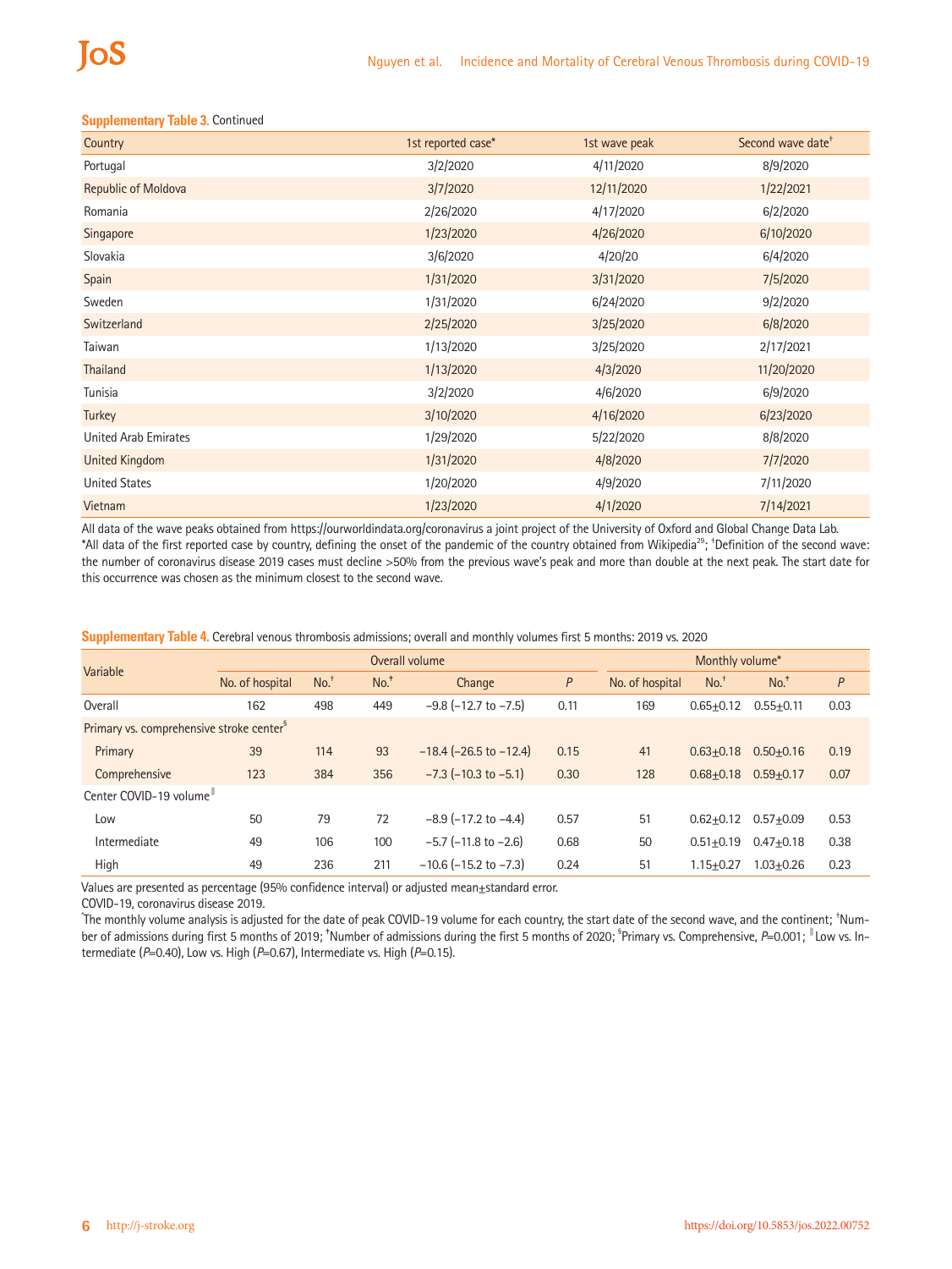**Supplementary Table 3.** Continued

| Country | 1st reported case* | 1st wave peak | Second wave date† |
|---|---|---|---|
| Portugal | 3/2/2020 | 4/11/2020 | 8/9/2020 |
| Republic of Moldova | 3/7/2020 | 12/11/2020 | 1/22/2021 |
| Romania | 2/26/2020 | 4/17/2020 | 6/2/2020 |
| Singapore | 1/23/2020 | 4/26/2020 | 6/10/2020 |
| Slovakia | 3/6/2020 | 4/20/20 | 6/4/2020 |
| Spain | 1/31/2020 | 3/31/2020 | 7/5/2020 |
| Sweden | 1/31/2020 | 6/24/2020 | 9/2/2020 |
| Switzerland | 2/25/2020 | 3/25/2020 | 6/8/2020 |
| Taiwan | 1/13/2020 | 3/25/2020 | 2/17/2021 |
| Thailand | 1/13/2020 | 4/3/2020 | 11/20/2020 |
| Tunisia | 3/2/2020 | 4/6/2020 | 6/9/2020 |
| Turkey | 3/10/2020 | 4/16/2020 | 6/23/2020 |
| United Arab Emirates | 1/29/2020 | 5/22/2020 | 8/8/2020 |
| United Kingdom | 1/31/2020 | 4/8/2020 | 7/7/2020 |
| United States | 1/20/2020 | 4/9/2020 | 7/11/2020 |
| Vietnam | 1/23/2020 | 4/1/2020 | 7/14/2021 |

All data of the wave peaks obtained from https://ourworldindata.org/coronavirus a joint project of the University of Oxford and Global Change Data Lab.
*All data of the first reported case by country, defining the onset of the pandemic of the country obtained from Wikipedia[29]; †Definition of the second wave: the number of coronavirus disease 2019 cases must decline >50% from the previous wave's peak and more than double at the next peak. The start date for this occurrence was chosen as the minimum closest to the second wave.

**Supplementary Table 4.** Cerebral venous thrombosis admissions; overall and monthly volumes first 5 months: 2019 vs. 2020

| Variable | Overall volume | | | | | Monthly volume* | | | |
|---|---|---|---|---|---|---|---|---|---|
| | No. of hospital | No.† | No.‡ | Change | *P* | No. of hospital | No.† | No.‡ | *P* |
| Overall | 162 | 498 | 449 | −9.8 (−12.7 to −7.5) | 0.11 | 169 | 0.65±0.12 | 0.55±0.11 | 0.03 |
| Primary vs. comprehensive stroke center§ | | | | | | | | | |
| Primary | 39 | 114 | 93 | −18.4 (−26.5 to −12.4) | 0.15 | 41 | 0.63±0.18 | 0.50±0.16 | 0.19 |
| Comprehensive | 123 | 384 | 356 | −7.3 (−10.3 to −5.1) | 0.30 | 128 | 0.68±0.18 | 0.59±0.17 | 0.07 |
| Center COVID-19 volume‖ | | | | | | | | | |
| Low | 50 | 79 | 72 | −8.9 (−17.2 to −4.4) | 0.57 | 51 | 0.62±0.12 | 0.57±0.09 | 0.53 |
| Intermediate | 49 | 106 | 100 | −5.7 (−11.8 to −2.6) | 0.68 | 50 | 0.51±0.19 | 0.47±0.18 | 0.38 |
| High | 49 | 236 | 211 | −10.6 (−15.2 to −7.3) | 0.24 | 51 | 1.15±0.27 | 1.03±0.26 | 0.23 |

Values are presented as percentage (95% confidence interval) or adjusted mean±standard error.
COVID-19, coronavirus disease 2019.
*The monthly volume analysis is adjusted for the date of peak COVID-19 volume for each country, the start date of the second wave, and the continent; †Number of admissions during first 5 months of 2019; ‡Number of admissions during the first 5 months of 2020; §Primary vs. Comprehensive, *P*=0.001; ‖Low vs. Intermediate (*P*=0.40), Low vs. High (*P*=0.67), Intermediate vs. High (*P*=0.15).